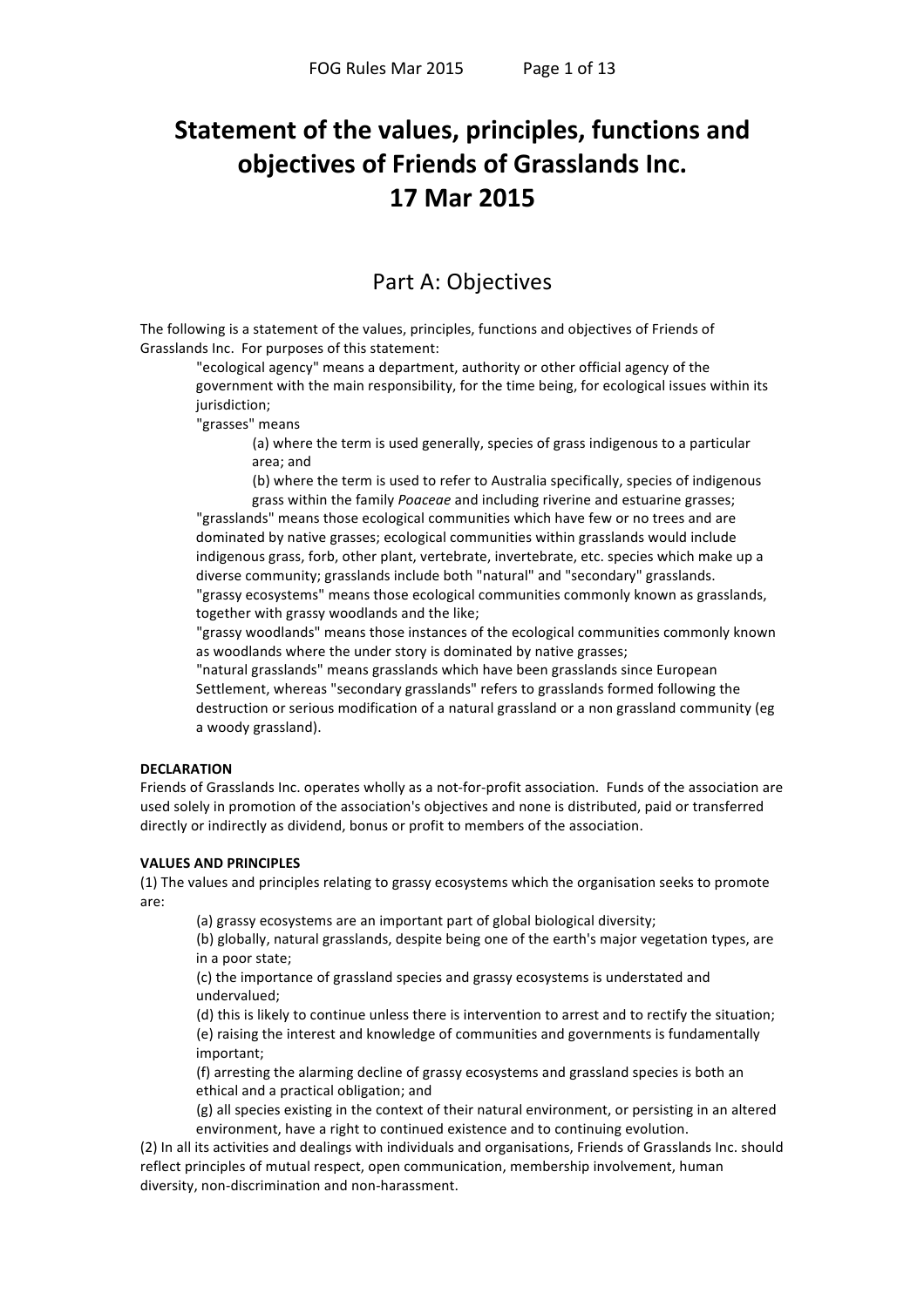# Statement of the values, principles, functions and objectives of Friends of Grasslands Inc.
# 17 Mar 2015

## Part A: Objectives

The following is a statement of the values, principles, functions and objectives of Friends of Grasslands Inc. For purposes of this statement:

> "ecological agency" means a department, authority or other official agency of the government with the main responsibility, for the time being, for ecological issues within its jurisdiction;
>
> "grasses" means
>
> > (a) where the term is used generally, species of grass indigenous to a particular area; and
> >
> > (b) where the term is used to refer to Australia specifically, species of indigenous grass within the family *Poaceae* and including riverine and estuarine grasses;
>
> "grasslands" means those ecological communities which have few or no trees and are dominated by native grasses; ecological communities within grasslands would include indigenous grass, forb, other plant, vertebrate, invertebrate, etc. species which make up a diverse community; grasslands include both "natural" and "secondary" grasslands.
>
> "grassy ecosystems" means those ecological communities commonly known as grasslands, together with grassy woodlands and the like;
>
> "grassy woodlands" means those instances of the ecological communities commonly known as woodlands where the under story is dominated by native grasses;
>
> "natural grasslands" means grasslands which have been grasslands since European Settlement, whereas "secondary grasslands" refers to grasslands formed following the destruction or serious modification of a natural grassland or a non grassland community (eg a woody grassland).

**DECLARATION**

Friends of Grasslands Inc. operates wholly as a not-for-profit association. Funds of the association are used solely in promotion of the association's objectives and none is distributed, paid or transferred directly or indirectly as dividend, bonus or profit to members of the association.

**VALUES AND PRINCIPLES**

(1) The values and principles relating to grassy ecosystems which the organisation seeks to promote are:

> (a) grassy ecosystems are an important part of global biological diversity;
>
> (b) globally, natural grasslands, despite being one of the earth's major vegetation types, are in a poor state;
>
> (c) the importance of grassland species and grassy ecosystems is understated and undervalued;
>
> (d) this is likely to continue unless there is intervention to arrest and to rectify the situation;
>
> (e) raising the interest and knowledge of communities and governments is fundamentally important;
>
> (f) arresting the alarming decline of grassy ecosystems and grassland species is both an ethical and a practical obligation; and
>
> (g) all species existing in the context of their natural environment, or persisting in an altered environment, have a right to continued existence and to continuing evolution.

(2) In all its activities and dealings with individuals and organisations, Friends of Grasslands Inc. should reflect principles of mutual respect, open communication, membership involvement, human diversity, non-discrimination and non-harassment.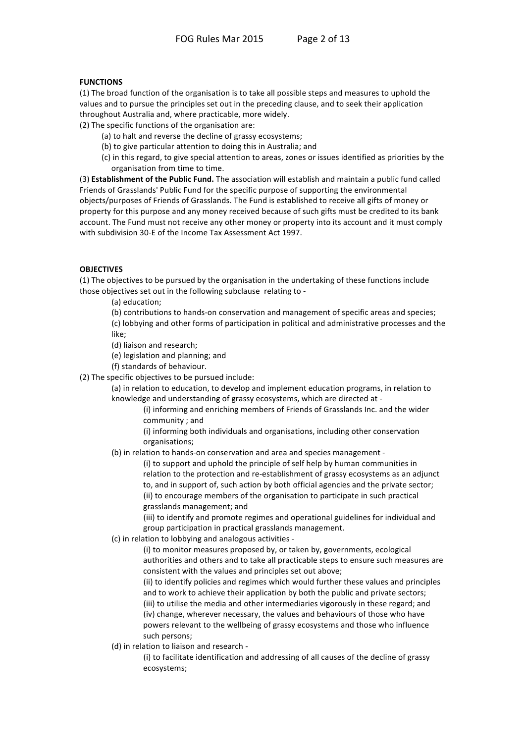**FUNCTIONS**

(1) The broad function of the organisation is to take all possible steps and measures to uphold the values and to pursue the principles set out in the preceding clause, and to seek their application throughout Australia and, where practicable, more widely.

(2) The specific functions of the organisation are:

- (a) to halt and reverse the decline of grassy ecosystems;
- (b) to give particular attention to doing this in Australia; and
- (c) in this regard, to give special attention to areas, zones or issues identified as priorities by the organisation from time to time.

(3) **Establishment of the Public Fund.** The association will establish and maintain a public fund called Friends of Grasslands' Public Fund for the specific purpose of supporting the environmental objects/purposes of Friends of Grasslands. The Fund is established to receive all gifts of money or property for this purpose and any money received because of such gifts must be credited to its bank account. The Fund must not receive any other money or property into its account and it must comply with subdivision 30-E of the Income Tax Assessment Act 1997.

**OBJECTIVES**

(1) The objectives to be pursued by the organisation in the undertaking of these functions include those objectives set out in the following subclause relating to -

- (a) education;
- (b) contributions to hands-on conservation and management of specific areas and species;
- (c) lobbying and other forms of participation in political and administrative processes and the like;
- (d) liaison and research;
- (e) legislation and planning; and
- (f) standards of behaviour.

(2) The specific objectives to be pursued include:

- (a) in relation to education, to develop and implement education programs, in relation to knowledge and understanding of grassy ecosystems, which are directed at -
  - (i) informing and enriching members of Friends of Grasslands Inc. and the wider community ; and
  - (i) informing both individuals and organisations, including other conservation organisations;
- (b) in relation to hands-on conservation and area and species management -
  - (i) to support and uphold the principle of self help by human communities in relation to the protection and re-establishment of grassy ecosystems as an adjunct to, and in support of, such action by both official agencies and the private sector;
  - (ii) to encourage members of the organisation to participate in such practical grasslands management; and
  - (iii) to identify and promote regimes and operational guidelines for individual and group participation in practical grasslands management.
- (c) in relation to lobbying and analogous activities -
  - (i) to monitor measures proposed by, or taken by, governments, ecological authorities and others and to take all practicable steps to ensure such measures are consistent with the values and principles set out above;
  - (ii) to identify policies and regimes which would further these values and principles and to work to achieve their application by both the public and private sectors;
  - (iii) to utilise the media and other intermediaries vigorously in these regard; and
  - (iv) change, wherever necessary, the values and behaviours of those who have powers relevant to the wellbeing of grassy ecosystems and those who influence such persons;
- (d) in relation to liaison and research -
  - (i) to facilitate identification and addressing of all causes of the decline of grassy ecosystems;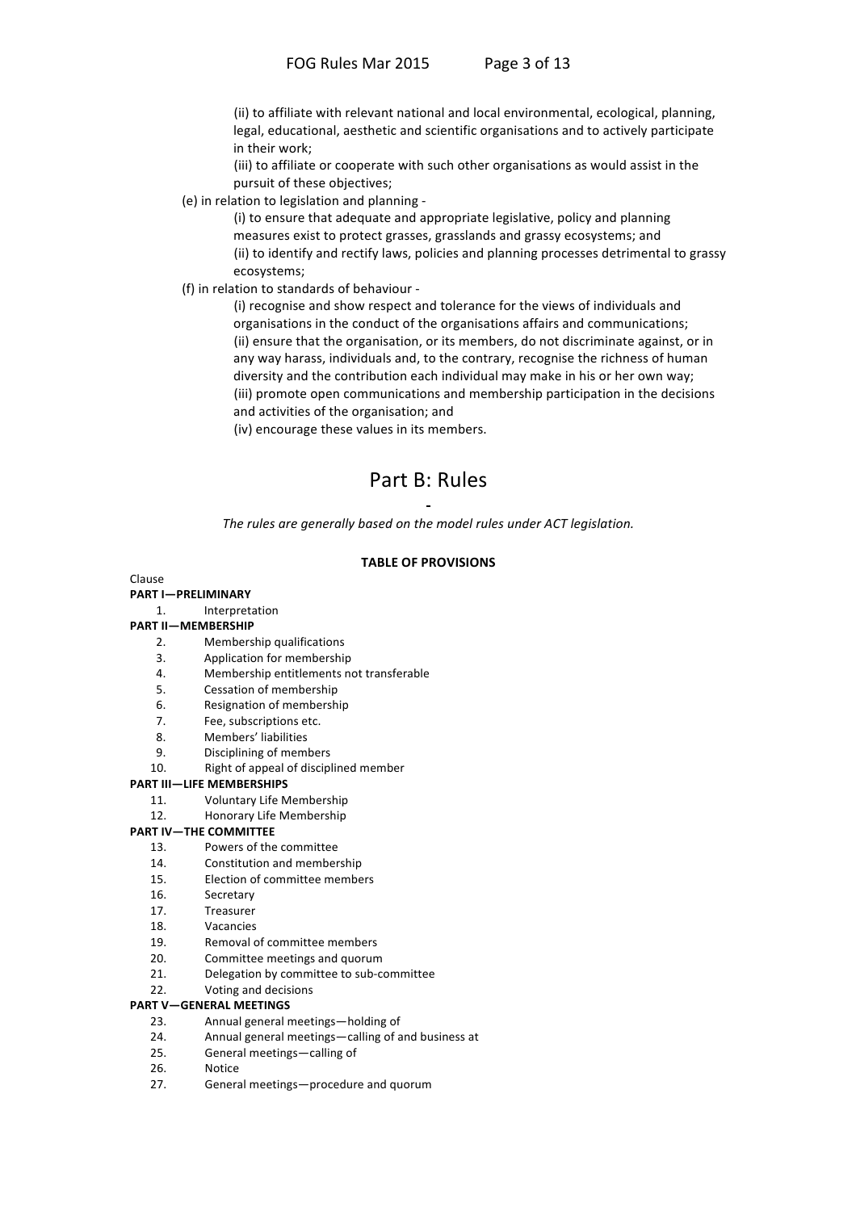(ii) to affiliate with relevant national and local environmental, ecological, planning, legal, educational, aesthetic and scientific organisations and to actively participate in their work;

(iii) to affiliate or cooperate with such other organisations as would assist in the pursuit of these objectives;

(e) in relation to legislation and planning -

(i) to ensure that adequate and appropriate legislative, policy and planning measures exist to protect grasses, grasslands and grassy ecosystems; and

(ii) to identify and rectify laws, policies and planning processes detrimental to grassy ecosystems;

(f) in relation to standards of behaviour -

(i) recognise and show respect and tolerance for the views of individuals and organisations in the conduct of the organisations affairs and communications;

(ii) ensure that the organisation, or its members, do not discriminate against, or in any way harass, individuals and, to the contrary, recognise the richness of human diversity and the contribution each individual may make in his or her own way;

(iii) promote open communications and membership participation in the decisions and activities of the organisation; and

(iv) encourage these values in its members.

# Part B: Rules

-

*The rules are generally based on the model rules under ACT legislation.*

**TABLE OF PROVISIONS**

Clause

**PART I—PRELIMINARY**

1. Interpretation

**PART II—MEMBERSHIP**

2. Membership qualifications
3. Application for membership
4. Membership entitlements not transferable
5. Cessation of membership
6. Resignation of membership
7. Fee, subscriptions etc.
8. Members' liabilities
9. Disciplining of members
10. Right of appeal of disciplined member

**PART III—LIFE MEMBERSHIPS**

11. Voluntary Life Membership
12. Honorary Life Membership

**PART IV—THE COMMITTEE**

13. Powers of the committee
14. Constitution and membership
15. Election of committee members
16. Secretary
17. Treasurer
18. Vacancies
19. Removal of committee members
20. Committee meetings and quorum
21. Delegation by committee to sub-committee
22. Voting and decisions

**PART V—GENERAL MEETINGS**

23. Annual general meetings—holding of
24. Annual general meetings—calling of and business at
25. General meetings—calling of
26. Notice
27. General meetings—procedure and quorum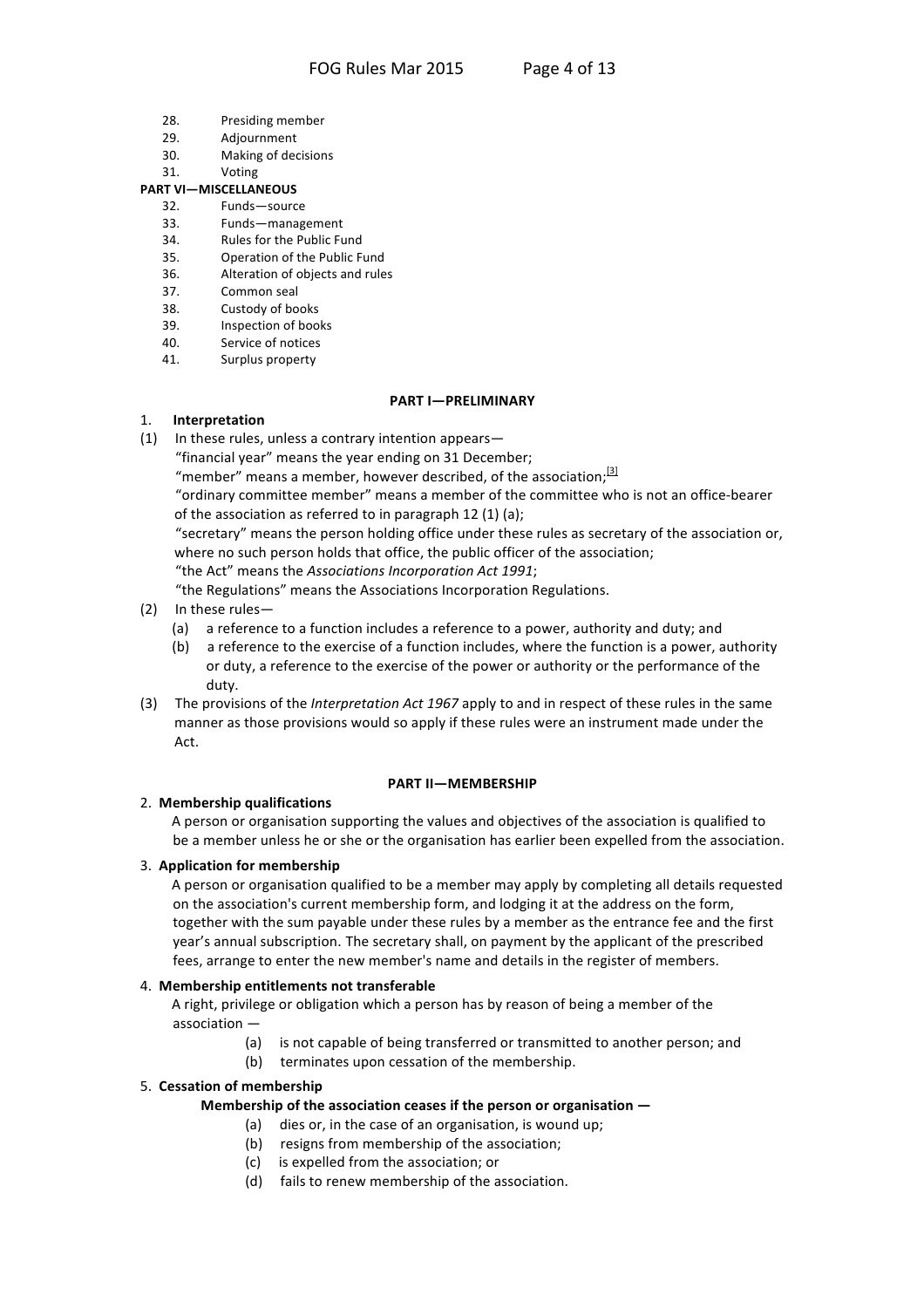28. Presiding member
29. Adjournment
30. Making of decisions
31. Voting

**PART VI—MISCELLANEOUS**

32. Funds—source
33. Funds—management
34. Rules for the Public Fund
35. Operation of the Public Fund
36. Alteration of objects and rules
37. Common seal
38. Custody of books
39. Inspection of books
40. Service of notices
41. Surplus property

## PART I—PRELIMINARY

### 1. Interpretation

(1) In these rules, unless a contrary intention appears—

"financial year" means the year ending on 31 December;

"member" means a member, however described, of the association;[3]

"ordinary committee member" means a member of the committee who is not an office-bearer of the association as referred to in paragraph 12 (1) (a);

"secretary" means the person holding office under these rules as secretary of the association or, where no such person holds that office, the public officer of the association;

"the Act" means the *Associations Incorporation Act 1991*;

"the Regulations" means the Associations Incorporation Regulations.

(2) In these rules—

(a) a reference to a function includes a reference to a power, authority and duty; and

(b) a reference to the exercise of a function includes, where the function is a power, authority or duty, a reference to the exercise of the power or authority or the performance of the duty.

(3) The provisions of the *Interpretation Act 1967* apply to and in respect of these rules in the same manner as those provisions would so apply if these rules were an instrument made under the Act.

## PART II—MEMBERSHIP

### 2. Membership qualifications

A person or organisation supporting the values and objectives of the association is qualified to be a member unless he or she or the organisation has earlier been expelled from the association.

### 3. Application for membership

A person or organisation qualified to be a member may apply by completing all details requested on the association's current membership form, and lodging it at the address on the form, together with the sum payable under these rules by a member as the entrance fee and the first year's annual subscription. The secretary shall, on payment by the applicant of the prescribed fees, arrange to enter the new member's name and details in the register of members.

### 4. Membership entitlements not transferable

A right, privilege or obligation which a person has by reason of being a member of the association —

(a) is not capable of being transferred or transmitted to another person; and

(b) terminates upon cessation of the membership.

### 5. Cessation of membership

**Membership of the association ceases if the person or organisation —**

(a) dies or, in the case of an organisation, is wound up;

(b) resigns from membership of the association;

(c) is expelled from the association; or

(d) fails to renew membership of the association.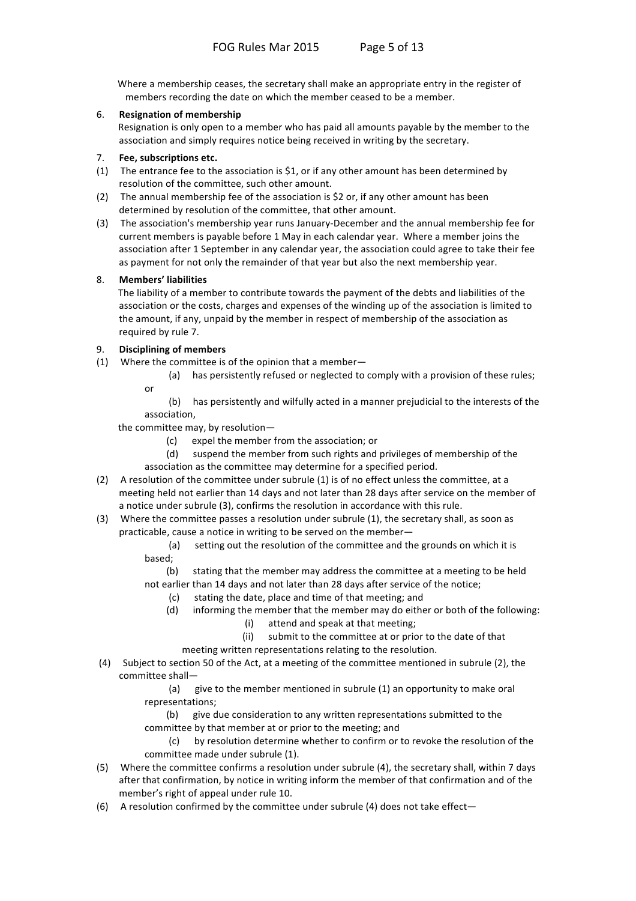Where a membership ceases, the secretary shall make an appropriate entry in the register of members recording the date on which the member ceased to be a member.

6. **Resignation of membership**

Resignation is only open to a member who has paid all amounts payable by the member to the association and simply requires notice being received in writing by the secretary.

7. **Fee, subscriptions etc.**

(1) The entrance fee to the association is $1, or if any other amount has been determined by resolution of the committee, such other amount.

(2) The annual membership fee of the association is $2 or, if any other amount has been determined by resolution of the committee, that other amount.

(3) The association's membership year runs January-December and the annual membership fee for current members is payable before 1 May in each calendar year. Where a member joins the association after 1 September in any calendar year, the association could agree to take their fee as payment for not only the remainder of that year but also the next membership year.

8. **Members' liabilities**

The liability of a member to contribute towards the payment of the debts and liabilities of the association or the costs, charges and expenses of the winding up of the association is limited to the amount, if any, unpaid by the member in respect of membership of the association as required by rule 7.

9. **Disciplining of members**

(1) Where the committee is of the opinion that a member—

(a) has persistently refused or neglected to comply with a provision of these rules; or

(b) has persistently and wilfully acted in a manner prejudicial to the interests of the association,

the committee may, by resolution—

(c) expel the member from the association; or

(d) suspend the member from such rights and privileges of membership of the association as the committee may determine for a specified period.

(2) A resolution of the committee under subrule (1) is of no effect unless the committee, at a meeting held not earlier than 14 days and not later than 28 days after service on the member of a notice under subrule (3), confirms the resolution in accordance with this rule.

(3) Where the committee passes a resolution under subrule (1), the secretary shall, as soon as practicable, cause a notice in writing to be served on the member—

(a) setting out the resolution of the committee and the grounds on which it is based;

(b) stating that the member may address the committee at a meeting to be held not earlier than 14 days and not later than 28 days after service of the notice;

(c) stating the date, place and time of that meeting; and

(d) informing the member that the member may do either or both of the following:

(i) attend and speak at that meeting;

(ii) submit to the committee at or prior to the date of that meeting written representations relating to the resolution.

(4) Subject to section 50 of the Act, at a meeting of the committee mentioned in subrule (2), the committee shall—

(a) give to the member mentioned in subrule (1) an opportunity to make oral representations;

(b) give due consideration to any written representations submitted to the committee by that member at or prior to the meeting; and

(c) by resolution determine whether to confirm or to revoke the resolution of the committee made under subrule (1).

(5) Where the committee confirms a resolution under subrule (4), the secretary shall, within 7 days after that confirmation, by notice in writing inform the member of that confirmation and of the member's right of appeal under rule 10.

(6) A resolution confirmed by the committee under subrule (4) does not take effect—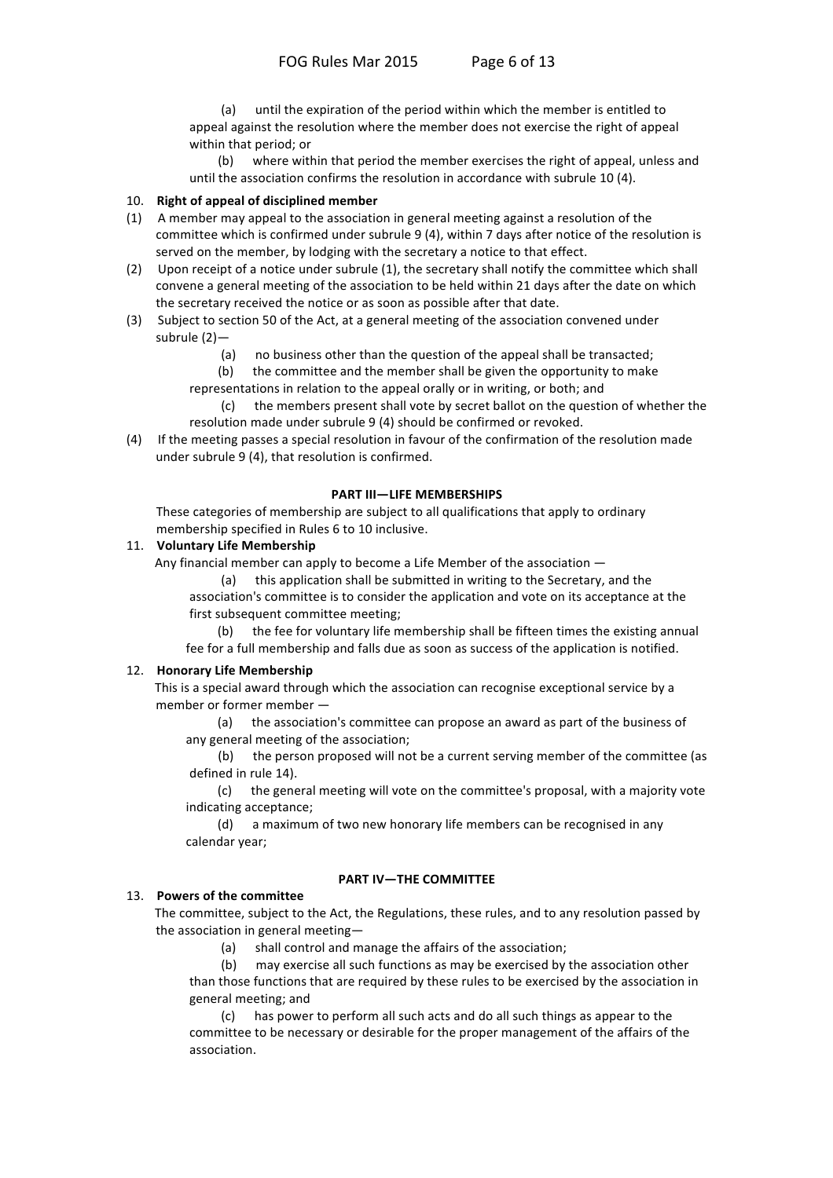(a) until the expiration of the period within which the member is entitled to appeal against the resolution where the member does not exercise the right of appeal within that period; or

(b) where within that period the member exercises the right of appeal, unless and until the association confirms the resolution in accordance with subrule 10 (4).

10. **Right of appeal of disciplined member**

(1) A member may appeal to the association in general meeting against a resolution of the committee which is confirmed under subrule 9 (4), within 7 days after notice of the resolution is served on the member, by lodging with the secretary a notice to that effect.

(2) Upon receipt of a notice under subrule (1), the secretary shall notify the committee which shall convene a general meeting of the association to be held within 21 days after the date on which the secretary received the notice or as soon as possible after that date.

(3) Subject to section 50 of the Act, at a general meeting of the association convened under subrule (2)—

(a) no business other than the question of the appeal shall be transacted;

(b) the committee and the member shall be given the opportunity to make representations in relation to the appeal orally or in writing, or both; and

(c) the members present shall vote by secret ballot on the question of whether the resolution made under subrule 9 (4) should be confirmed or revoked.

(4) If the meeting passes a special resolution in favour of the confirmation of the resolution made under subrule 9 (4), that resolution is confirmed.

## PART III—LIFE MEMBERSHIPS

These categories of membership are subject to all qualifications that apply to ordinary membership specified in Rules 6 to 10 inclusive.

11. **Voluntary Life Membership**

Any financial member can apply to become a Life Member of the association —

(a) this application shall be submitted in writing to the Secretary, and the association's committee is to consider the application and vote on its acceptance at the first subsequent committee meeting;

(b) the fee for voluntary life membership shall be fifteen times the existing annual fee for a full membership and falls due as soon as success of the application is notified.

12. **Honorary Life Membership**

This is a special award through which the association can recognise exceptional service by a member or former member —

(a) the association's committee can propose an award as part of the business of any general meeting of the association;

(b) the person proposed will not be a current serving member of the committee (as defined in rule 14).

(c) the general meeting will vote on the committee's proposal, with a majority vote indicating acceptance;

(d) a maximum of two new honorary life members can be recognised in any calendar year;

## PART IV—THE COMMITTEE

13. **Powers of the committee**

The committee, subject to the Act, the Regulations, these rules, and to any resolution passed by the association in general meeting—

(a) shall control and manage the affairs of the association;

(b) may exercise all such functions as may be exercised by the association other than those functions that are required by these rules to be exercised by the association in general meeting; and

(c) has power to perform all such acts and do all such things as appear to the committee to be necessary or desirable for the proper management of the affairs of the association.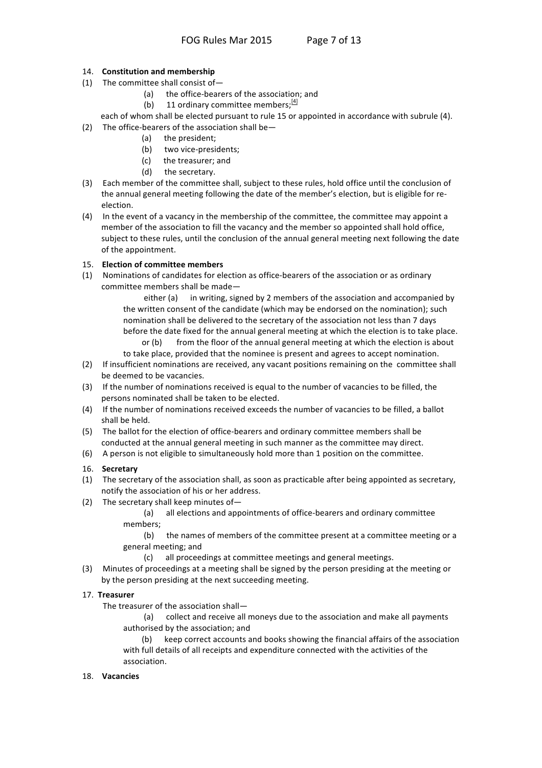14. **Constitution and membership**

(1) The committee shall consist of—

(a) the office-bearers of the association; and

(b) 11 ordinary committee members;[4]

each of whom shall be elected pursuant to rule 15 or appointed in accordance with subrule (4).

(2) The office-bearers of the association shall be—

(a) the president;

(b) two vice-presidents;

(c) the treasurer; and

(d) the secretary.

(3) Each member of the committee shall, subject to these rules, hold office until the conclusion of the annual general meeting following the date of the member's election, but is eligible for re-election.

(4) In the event of a vacancy in the membership of the committee, the committee may appoint a member of the association to fill the vacancy and the member so appointed shall hold office, subject to these rules, until the conclusion of the annual general meeting next following the date of the appointment.

15. **Election of committee members**

(1) Nominations of candidates for election as office-bearers of the association or as ordinary committee members shall be made—

either (a) in writing, signed by 2 members of the association and accompanied by the written consent of the candidate (which may be endorsed on the nomination); such nomination shall be delivered to the secretary of the association not less than 7 days before the date fixed for the annual general meeting at which the election is to take place.

or (b) from the floor of the annual general meeting at which the election is about to take place, provided that the nominee is present and agrees to accept nomination.

(2) If insufficient nominations are received, any vacant positions remaining on the committee shall be deemed to be vacancies.

(3) If the number of nominations received is equal to the number of vacancies to be filled, the persons nominated shall be taken to be elected.

(4) If the number of nominations received exceeds the number of vacancies to be filled, a ballot shall be held.

(5) The ballot for the election of office-bearers and ordinary committee members shall be conducted at the annual general meeting in such manner as the committee may direct.

(6) A person is not eligible to simultaneously hold more than 1 position on the committee.

16. **Secretary**

(1) The secretary of the association shall, as soon as practicable after being appointed as secretary, notify the association of his or her address.

(2) The secretary shall keep minutes of—

(a) all elections and appointments of office-bearers and ordinary committee members;

(b) the names of members of the committee present at a committee meeting or a general meeting; and

(c) all proceedings at committee meetings and general meetings.

(3) Minutes of proceedings at a meeting shall be signed by the person presiding at the meeting or by the person presiding at the next succeeding meeting.

17. **Treasurer**

The treasurer of the association shall—

(a) collect and receive all moneys due to the association and make all payments authorised by the association; and

(b) keep correct accounts and books showing the financial affairs of the association with full details of all receipts and expenditure connected with the activities of the association.

18. **Vacancies**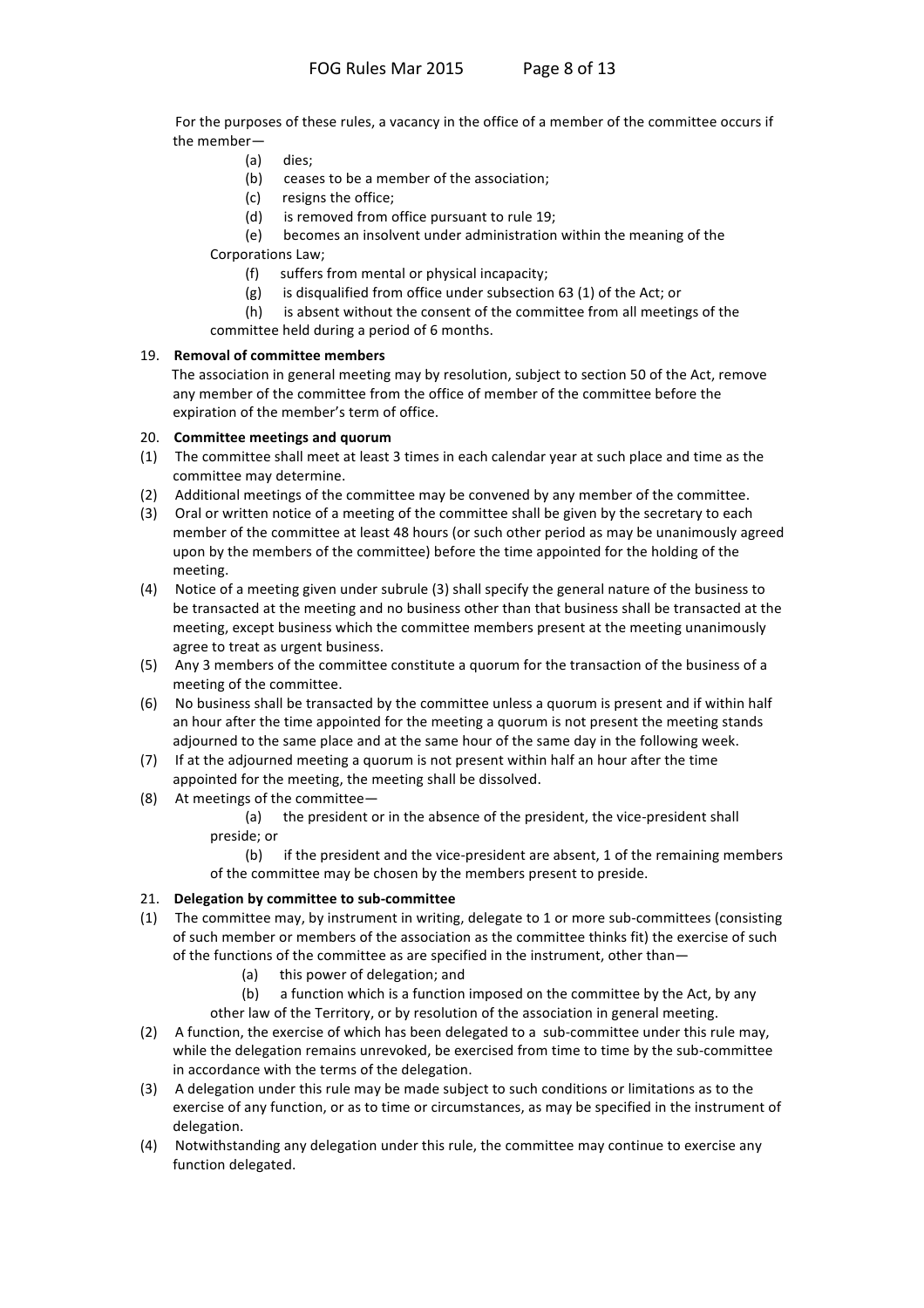For the purposes of these rules, a vacancy in the office of a member of the committee occurs if the member—

(a) dies;

(b) ceases to be a member of the association;

(c) resigns the office;

(d) is removed from office pursuant to rule 19;

(e) becomes an insolvent under administration within the meaning of the Corporations Law;

(f) suffers from mental or physical incapacity;

(g) is disqualified from office under subsection 63 (1) of the Act; or

(h) is absent without the consent of the committee from all meetings of the committee held during a period of 6 months.

19. **Removal of committee members**

The association in general meeting may by resolution, subject to section 50 of the Act, remove any member of the committee from the office of member of the committee before the expiration of the member's term of office.

20. **Committee meetings and quorum**

(1) The committee shall meet at least 3 times in each calendar year at such place and time as the committee may determine.

(2) Additional meetings of the committee may be convened by any member of the committee.

(3) Oral or written notice of a meeting of the committee shall be given by the secretary to each member of the committee at least 48 hours (or such other period as may be unanimously agreed upon by the members of the committee) before the time appointed for the holding of the meeting.

(4) Notice of a meeting given under subrule (3) shall specify the general nature of the business to be transacted at the meeting and no business other than that business shall be transacted at the meeting, except business which the committee members present at the meeting unanimously agree to treat as urgent business.

(5) Any 3 members of the committee constitute a quorum for the transaction of the business of a meeting of the committee.

(6) No business shall be transacted by the committee unless a quorum is present and if within half an hour after the time appointed for the meeting a quorum is not present the meeting stands adjourned to the same place and at the same hour of the same day in the following week.

(7) If at the adjourned meeting a quorum is not present within half an hour after the time appointed for the meeting, the meeting shall be dissolved.

(8) At meetings of the committee—

(a) the president or in the absence of the president, the vice-president shall preside; or

(b) if the president and the vice-president are absent, 1 of the remaining members of the committee may be chosen by the members present to preside.

21. **Delegation by committee to sub-committee**

(1) The committee may, by instrument in writing, delegate to 1 or more sub-committees (consisting of such member or members of the association as the committee thinks fit) the exercise of such of the functions of the committee as are specified in the instrument, other than—

(a) this power of delegation; and

(b) a function which is a function imposed on the committee by the Act, by any other law of the Territory, or by resolution of the association in general meeting.

(2) A function, the exercise of which has been delegated to a sub-committee under this rule may, while the delegation remains unrevoked, be exercised from time to time by the sub-committee in accordance with the terms of the delegation.

(3) A delegation under this rule may be made subject to such conditions or limitations as to the exercise of any function, or as to time or circumstances, as may be specified in the instrument of delegation.

(4) Notwithstanding any delegation under this rule, the committee may continue to exercise any function delegated.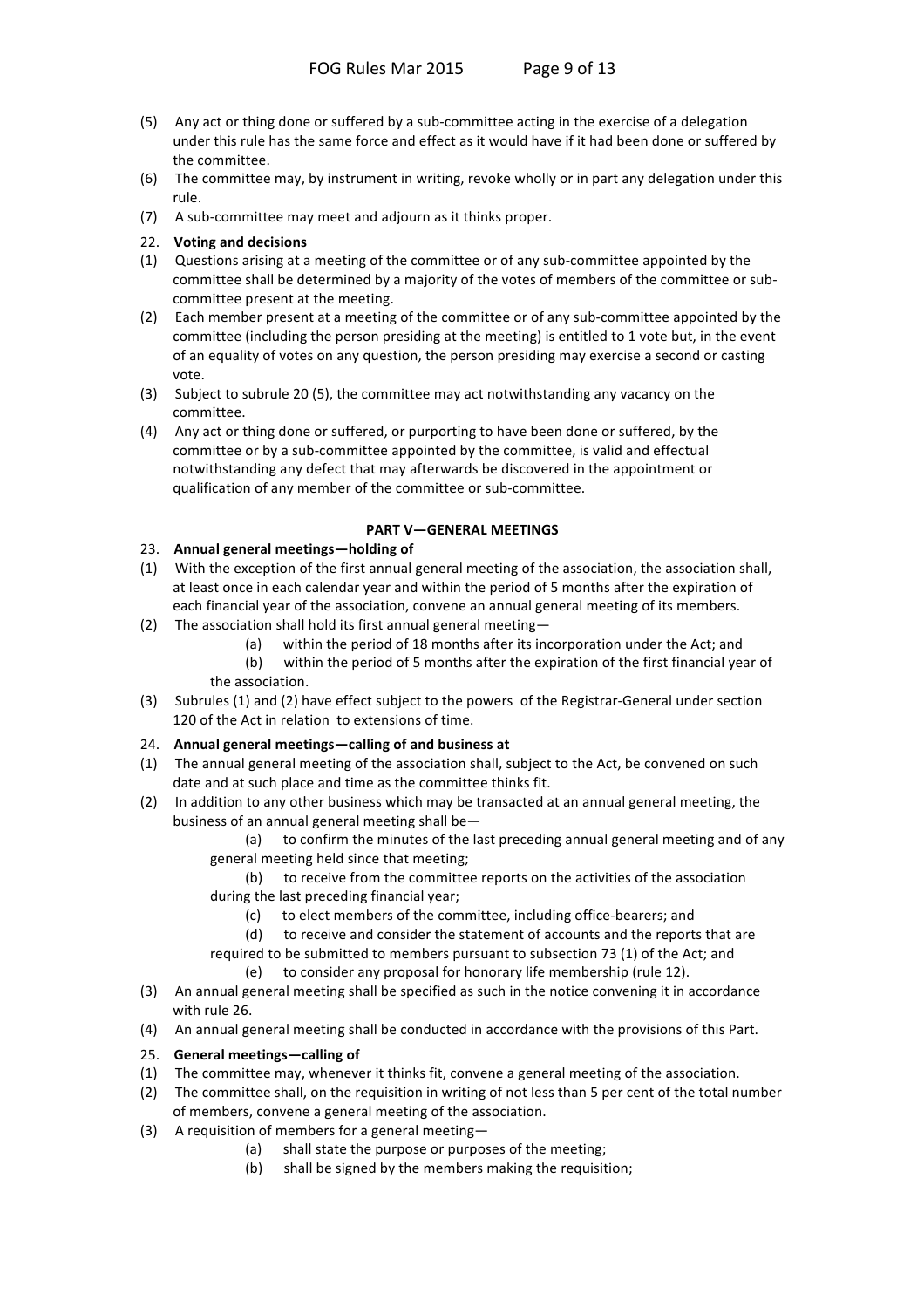(5) Any act or thing done or suffered by a sub-committee acting in the exercise of a delegation under this rule has the same force and effect as it would have if it had been done or suffered by the committee.

(6) The committee may, by instrument in writing, revoke wholly or in part any delegation under this rule.

(7) A sub-committee may meet and adjourn as it thinks proper.

22. **Voting and decisions**

(1) Questions arising at a meeting of the committee or of any sub-committee appointed by the committee shall be determined by a majority of the votes of members of the committee or sub-committee present at the meeting.

(2) Each member present at a meeting of the committee or of any sub-committee appointed by the committee (including the person presiding at the meeting) is entitled to 1 vote but, in the event of an equality of votes on any question, the person presiding may exercise a second or casting vote.

(3) Subject to subrule 20 (5), the committee may act notwithstanding any vacancy on the committee.

(4) Any act or thing done or suffered, or purporting to have been done or suffered, by the committee or by a sub-committee appointed by the committee, is valid and effectual notwithstanding any defect that may afterwards be discovered in the appointment or qualification of any member of the committee or sub-committee.

## PART V—GENERAL MEETINGS

23. **Annual general meetings—holding of**

(1) With the exception of the first annual general meeting of the association, the association shall, at least once in each calendar year and within the period of 5 months after the expiration of each financial year of the association, convene an annual general meeting of its members.

(2) The association shall hold its first annual general meeting—

   (a) within the period of 18 months after its incorporation under the Act; and

   (b) within the period of 5 months after the expiration of the first financial year of the association.

(3) Subrules (1) and (2) have effect subject to the powers of the Registrar-General under section 120 of the Act in relation to extensions of time.

24. **Annual general meetings—calling of and business at**

(1) The annual general meeting of the association shall, subject to the Act, be convened on such date and at such place and time as the committee thinks fit.

(2) In addition to any other business which may be transacted at an annual general meeting, the business of an annual general meeting shall be—

   (a) to confirm the minutes of the last preceding annual general meeting and of any general meeting held since that meeting;

   (b) to receive from the committee reports on the activities of the association during the last preceding financial year;

   (c) to elect members of the committee, including office-bearers; and

   (d) to receive and consider the statement of accounts and the reports that are required to be submitted to members pursuant to subsection 73 (1) of the Act; and

   (e) to consider any proposal for honorary life membership (rule 12).

(3) An annual general meeting shall be specified as such in the notice convening it in accordance with rule 26.

(4) An annual general meeting shall be conducted in accordance with the provisions of this Part.

25. **General meetings—calling of**

(1) The committee may, whenever it thinks fit, convene a general meeting of the association.

(2) The committee shall, on the requisition in writing of not less than 5 per cent of the total number of members, convene a general meeting of the association.

(3) A requisition of members for a general meeting—

   (a) shall state the purpose or purposes of the meeting;

   (b) shall be signed by the members making the requisition;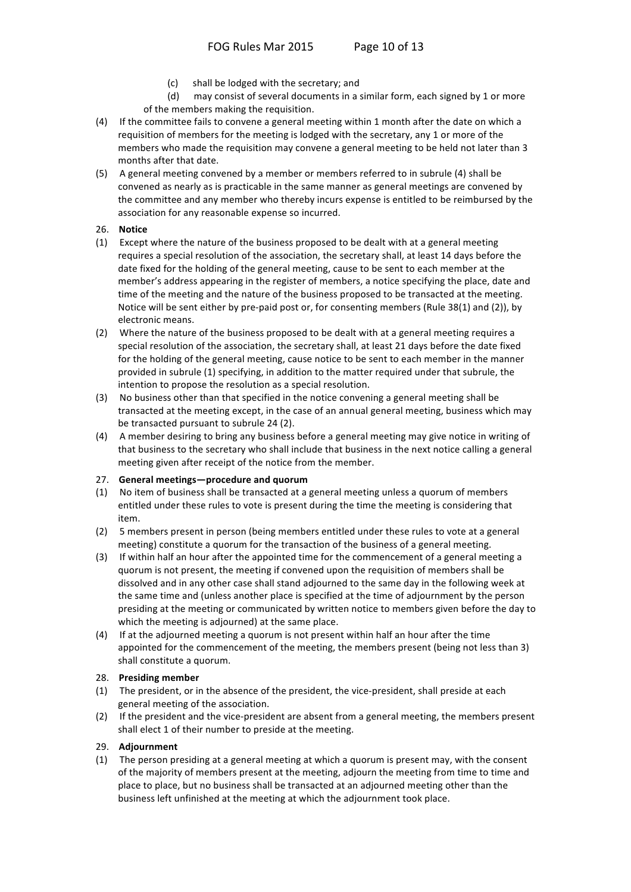(c) shall be lodged with the secretary; and

(d) may consist of several documents in a similar form, each signed by 1 or more of the members making the requisition.

(4) If the committee fails to convene a general meeting within 1 month after the date on which a requisition of members for the meeting is lodged with the secretary, any 1 or more of the members who made the requisition may convene a general meeting to be held not later than 3 months after that date.

(5) A general meeting convened by a member or members referred to in subrule (4) shall be convened as nearly as is practicable in the same manner as general meetings are convened by the committee and any member who thereby incurs expense is entitled to be reimbursed by the association for any reasonable expense so incurred.

26. **Notice**

(1) Except where the nature of the business proposed to be dealt with at a general meeting requires a special resolution of the association, the secretary shall, at least 14 days before the date fixed for the holding of the general meeting, cause to be sent to each member at the member's address appearing in the register of members, a notice specifying the place, date and time of the meeting and the nature of the business proposed to be transacted at the meeting. Notice will be sent either by pre-paid post or, for consenting members (Rule 38(1) and (2)), by electronic means.

(2) Where the nature of the business proposed to be dealt with at a general meeting requires a special resolution of the association, the secretary shall, at least 21 days before the date fixed for the holding of the general meeting, cause notice to be sent to each member in the manner provided in subrule (1) specifying, in addition to the matter required under that subrule, the intention to propose the resolution as a special resolution.

(3) No business other than that specified in the notice convening a general meeting shall be transacted at the meeting except, in the case of an annual general meeting, business which may be transacted pursuant to subrule 24 (2).

(4) A member desiring to bring any business before a general meeting may give notice in writing of that business to the secretary who shall include that business in the next notice calling a general meeting given after receipt of the notice from the member.

27. **General meetings—procedure and quorum**

(1) No item of business shall be transacted at a general meeting unless a quorum of members entitled under these rules to vote is present during the time the meeting is considering that item.

(2) 5 members present in person (being members entitled under these rules to vote at a general meeting) constitute a quorum for the transaction of the business of a general meeting.

(3) If within half an hour after the appointed time for the commencement of a general meeting a quorum is not present, the meeting if convened upon the requisition of members shall be dissolved and in any other case shall stand adjourned to the same day in the following week at the same time and (unless another place is specified at the time of adjournment by the person presiding at the meeting or communicated by written notice to members given before the day to which the meeting is adjourned) at the same place.

(4) If at the adjourned meeting a quorum is not present within half an hour after the time appointed for the commencement of the meeting, the members present (being not less than 3) shall constitute a quorum.

28. **Presiding member**

(1) The president, or in the absence of the president, the vice-president, shall preside at each general meeting of the association.

(2) If the president and the vice-president are absent from a general meeting, the members present shall elect 1 of their number to preside at the meeting.

29. **Adjournment**

(1) The person presiding at a general meeting at which a quorum is present may, with the consent of the majority of members present at the meeting, adjourn the meeting from time to time and place to place, but no business shall be transacted at an adjourned meeting other than the business left unfinished at the meeting at which the adjournment took place.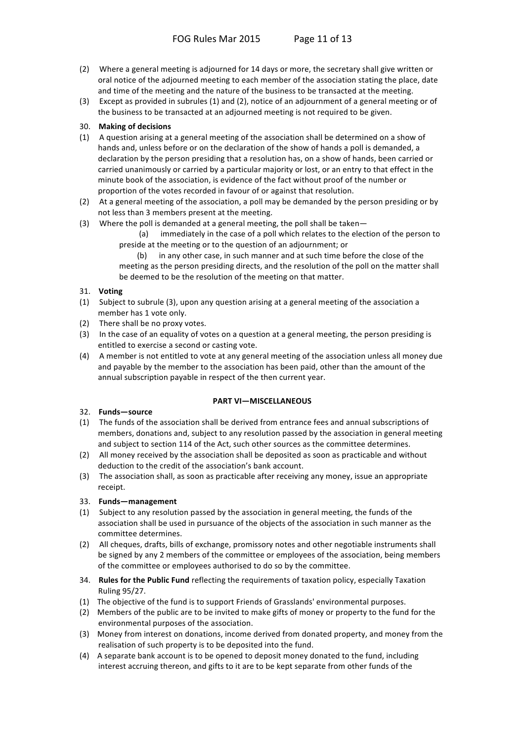(2) Where a general meeting is adjourned for 14 days or more, the secretary shall give written or oral notice of the adjourned meeting to each member of the association stating the place, date and time of the meeting and the nature of the business to be transacted at the meeting.

(3) Except as provided in subrules (1) and (2), notice of an adjournment of a general meeting or of the business to be transacted at an adjourned meeting is not required to be given.

30. **Making of decisions**

(1) A question arising at a general meeting of the association shall be determined on a show of hands and, unless before or on the declaration of the show of hands a poll is demanded, a declaration by the person presiding that a resolution has, on a show of hands, been carried or carried unanimously or carried by a particular majority or lost, or an entry to that effect in the minute book of the association, is evidence of the fact without proof of the number or proportion of the votes recorded in favour of or against that resolution.

(2) At a general meeting of the association, a poll may be demanded by the person presiding or by not less than 3 members present at the meeting.

(3) Where the poll is demanded at a general meeting, the poll shall be taken—

(a) immediately in the case of a poll which relates to the election of the person to preside at the meeting or to the question of an adjournment; or

(b) in any other case, in such manner and at such time before the close of the meeting as the person presiding directs, and the resolution of the poll on the matter shall be deemed to be the resolution of the meeting on that matter.

31. **Voting**

(1) Subject to subrule (3), upon any question arising at a general meeting of the association a member has 1 vote only.

(2) There shall be no proxy votes.

(3) In the case of an equality of votes on a question at a general meeting, the person presiding is entitled to exercise a second or casting vote.

(4) A member is not entitled to vote at any general meeting of the association unless all money due and payable by the member to the association has been paid, other than the amount of the annual subscription payable in respect of the then current year.

## PART VI—MISCELLANEOUS

32. **Funds—source**

(1) The funds of the association shall be derived from entrance fees and annual subscriptions of members, donations and, subject to any resolution passed by the association in general meeting and subject to section 114 of the Act, such other sources as the committee determines.

(2) All money received by the association shall be deposited as soon as practicable and without deduction to the credit of the association's bank account.

(3) The association shall, as soon as practicable after receiving any money, issue an appropriate receipt.

33. **Funds—management**

(1) Subject to any resolution passed by the association in general meeting, the funds of the association shall be used in pursuance of the objects of the association in such manner as the committee determines.

(2) All cheques, drafts, bills of exchange, promissory notes and other negotiable instruments shall be signed by any 2 members of the committee or employees of the association, being members of the committee or employees authorised to do so by the committee.

34. **Rules for the Public Fund** reflecting the requirements of taxation policy, especially Taxation Ruling 95/27.

(1) The objective of the fund is to support Friends of Grasslands' environmental purposes.

(2) Members of the public are to be invited to make gifts of money or property to the fund for the environmental purposes of the association.

(3) Money from interest on donations, income derived from donated property, and money from the realisation of such property is to be deposited into the fund.

(4) A separate bank account is to be opened to deposit money donated to the fund, including interest accruing thereon, and gifts to it are to be kept separate from other funds of the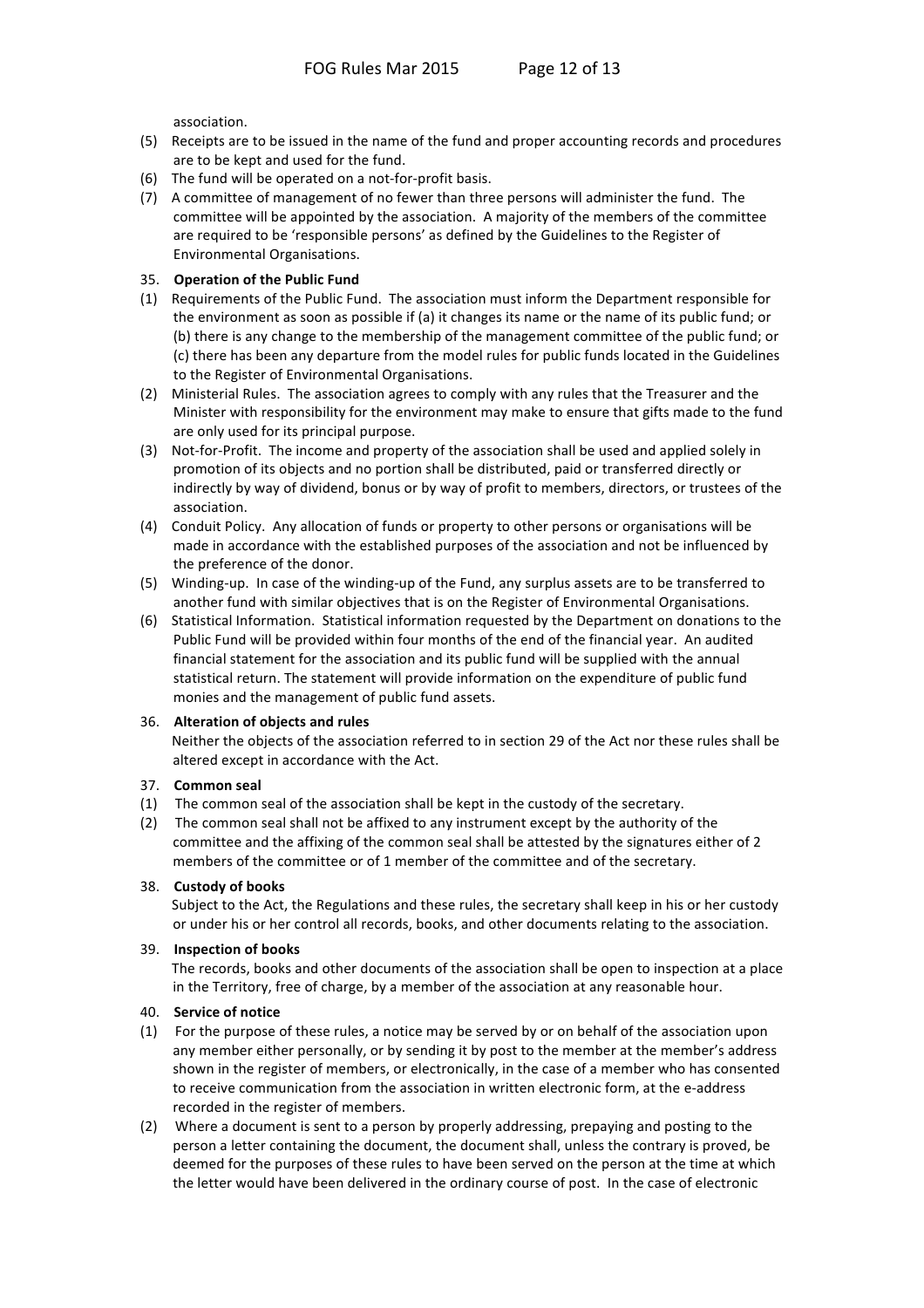association.

(5) Receipts are to be issued in the name of the fund and proper accounting records and procedures are to be kept and used for the fund.

(6) The fund will be operated on a not-for-profit basis.

(7) A committee of management of no fewer than three persons will administer the fund. The committee will be appointed by the association. A majority of the members of the committee are required to be 'responsible persons' as defined by the Guidelines to the Register of Environmental Organisations.

35. **Operation of the Public Fund**

(1) Requirements of the Public Fund. The association must inform the Department responsible for the environment as soon as possible if (a) it changes its name or the name of its public fund; or (b) there is any change to the membership of the management committee of the public fund; or (c) there has been any departure from the model rules for public funds located in the Guidelines to the Register of Environmental Organisations.

(2) Ministerial Rules. The association agrees to comply with any rules that the Treasurer and the Minister with responsibility for the environment may make to ensure that gifts made to the fund are only used for its principal purpose.

(3) Not-for-Profit. The income and property of the association shall be used and applied solely in promotion of its objects and no portion shall be distributed, paid or transferred directly or indirectly by way of dividend, bonus or by way of profit to members, directors, or trustees of the association.

(4) Conduit Policy. Any allocation of funds or property to other persons or organisations will be made in accordance with the established purposes of the association and not be influenced by the preference of the donor.

(5) Winding-up. In case of the winding-up of the Fund, any surplus assets are to be transferred to another fund with similar objectives that is on the Register of Environmental Organisations.

(6) Statistical Information. Statistical information requested by the Department on donations to the Public Fund will be provided within four months of the end of the financial year. An audited financial statement for the association and its public fund will be supplied with the annual statistical return. The statement will provide information on the expenditure of public fund monies and the management of public fund assets.

36. **Alteration of objects and rules**

Neither the objects of the association referred to in section 29 of the Act nor these rules shall be altered except in accordance with the Act.

37. **Common seal**

(1) The common seal of the association shall be kept in the custody of the secretary.

(2) The common seal shall not be affixed to any instrument except by the authority of the committee and the affixing of the common seal shall be attested by the signatures either of 2 members of the committee or of 1 member of the committee and of the secretary.

38. **Custody of books**

Subject to the Act, the Regulations and these rules, the secretary shall keep in his or her custody or under his or her control all records, books, and other documents relating to the association.

39. **Inspection of books**

The records, books and other documents of the association shall be open to inspection at a place in the Territory, free of charge, by a member of the association at any reasonable hour.

40. **Service of notice**

(1) For the purpose of these rules, a notice may be served by or on behalf of the association upon any member either personally, or by sending it by post to the member at the member's address shown in the register of members, or electronically, in the case of a member who has consented to receive communication from the association in written electronic form, at the e-address recorded in the register of members.

(2) Where a document is sent to a person by properly addressing, prepaying and posting to the person a letter containing the document, the document shall, unless the contrary is proved, be deemed for the purposes of these rules to have been served on the person at the time at which the letter would have been delivered in the ordinary course of post. In the case of electronic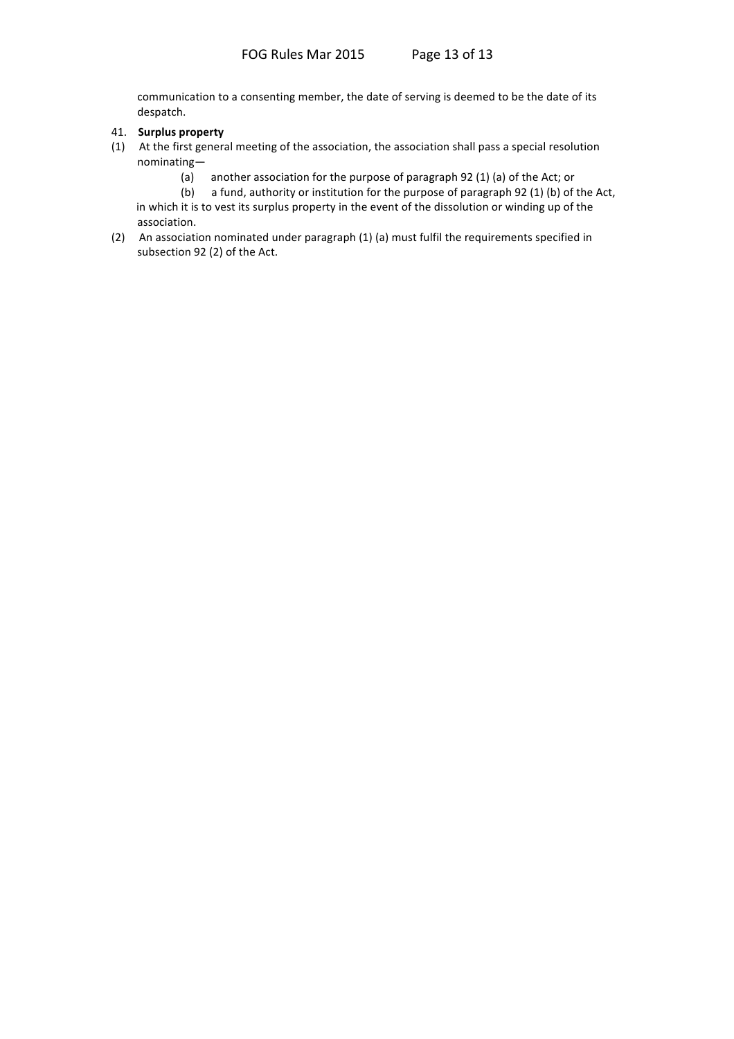communication to a consenting member, the date of serving is deemed to be the date of its despatch.

41. **Surplus property**

(1) At the first general meeting of the association, the association shall pass a special resolution nominating—

  (a) another association for the purpose of paragraph 92 (1) (a) of the Act; or

  (b) a fund, authority or institution for the purpose of paragraph 92 (1) (b) of the Act,

in which it is to vest its surplus property in the event of the dissolution or winding up of the association.

(2) An association nominated under paragraph (1) (a) must fulfil the requirements specified in subsection 92 (2) of the Act.